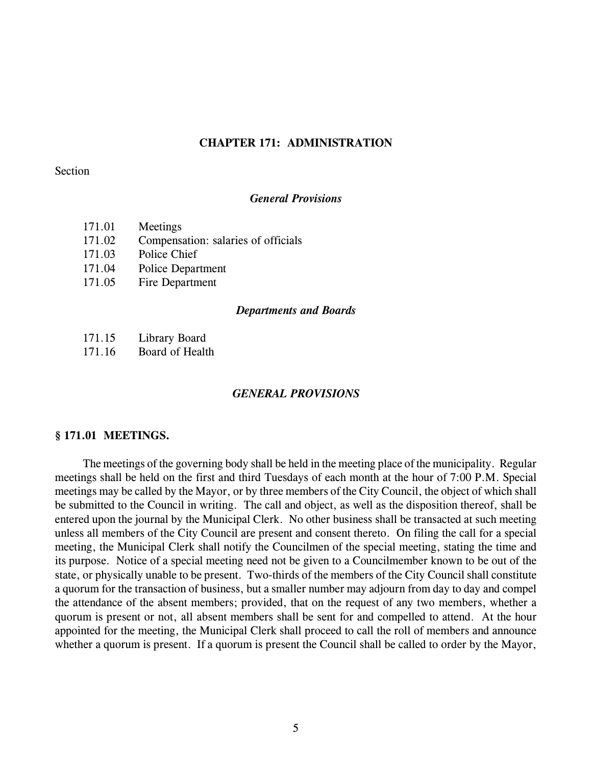# CHAPTER 171: ADMINISTRATION

Section

*General Provisions*

171.01 Meetings
171.02 Compensation: salaries of officials
171.03 Police Chief
171.04 Police Department
171.05 Fire Department

*Departments and Boards*

171.15 Library Board
171.16 Board of Health

## *GENERAL PROVISIONS*

### § 171.01 MEETINGS.

The meetings of the governing body shall be held in the meeting place of the municipality. Regular meetings shall be held on the first and third Tuesdays of each month at the hour of 7:00 P.M. Special meetings may be called by the Mayor, or by three members of the City Council, the object of which shall be submitted to the Council in writing. The call and object, as well as the disposition thereof, shall be entered upon the journal by the Municipal Clerk. No other business shall be transacted at such meeting unless all members of the City Council are present and consent thereto. On filing the call for a special meeting, the Municipal Clerk shall notify the Councilmen of the special meeting, stating the time and its purpose. Notice of a special meeting need not be given to a Councilmember known to be out of the state, or physically unable to be present. Two-thirds of the members of the City Council shall constitute a quorum for the transaction of business, but a smaller number may adjourn from day to day and compel the attendance of the absent members; provided, that on the request of any two members, whether a quorum is present or not, all absent members shall be sent for and compelled to attend. At the hour appointed for the meeting, the Municipal Clerk shall proceed to call the roll of members and announce whether a quorum is present. If a quorum is present the Council shall be called to order by the Mayor,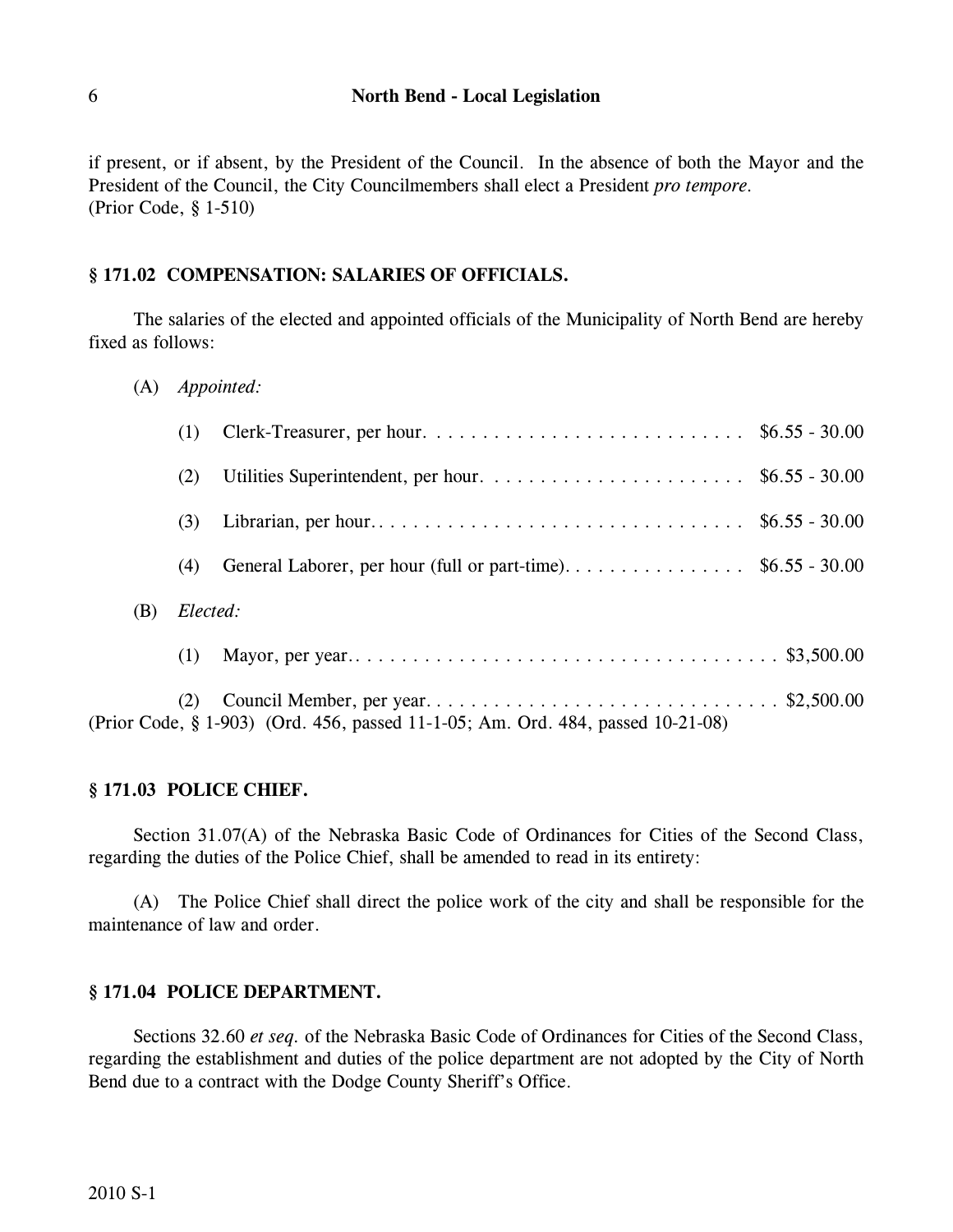if present, or if absent, by the President of the Council. In the absence of both the Mayor and the President of the Council, the City Councilmembers shall elect a President *pro tempore*.
(Prior Code, § 1-510)

## § 171.02 COMPENSATION: SALARIES OF OFFICIALS.

The salaries of the elected and appointed officials of the Municipality of North Bend are hereby fixed as follows:

(A) *Appointed:*

(1) Clerk-Treasurer, per hour. . . . . . . . . . . . . . . . . . . . . . . . . . . . $6.55 - 30.00

(2) Utilities Superintendent, per hour. . . . . . . . . . . . . . . . . . . . . . . $6.55 - 30.00

(3) Librarian, per hour. . . . . . . . . . . . . . . . . . . . . . . . . . . . . . . . $6.55 - 30.00

(4) General Laborer, per hour (full or part-time). . . . . . . . . . . . . . . . $6.55 - 30.00

(B) *Elected:*

(1) Mayor, per year. . . . . . . . . . . . . . . . . . . . . . . . . . . . . . . . . . . . . $3,500.00

(2) Council Member, per year. . . . . . . . . . . . . . . . . . . . . . . . . . . . . . . $2,500.00

(Prior Code, § 1-903) (Ord. 456, passed 11-1-05; Am. Ord. 484, passed 10-21-08)

## § 171.03 POLICE CHIEF.

Section 31.07(A) of the Nebraska Basic Code of Ordinances for Cities of the Second Class, regarding the duties of the Police Chief, shall be amended to read in its entirety:

(A) The Police Chief shall direct the police work of the city and shall be responsible for the maintenance of law and order.

## § 171.04 POLICE DEPARTMENT.

Sections 32.60 *et seq.* of the Nebraska Basic Code of Ordinances for Cities of the Second Class, regarding the establishment and duties of the police department are not adopted by the City of North Bend due to a contract with the Dodge County Sheriff's Office.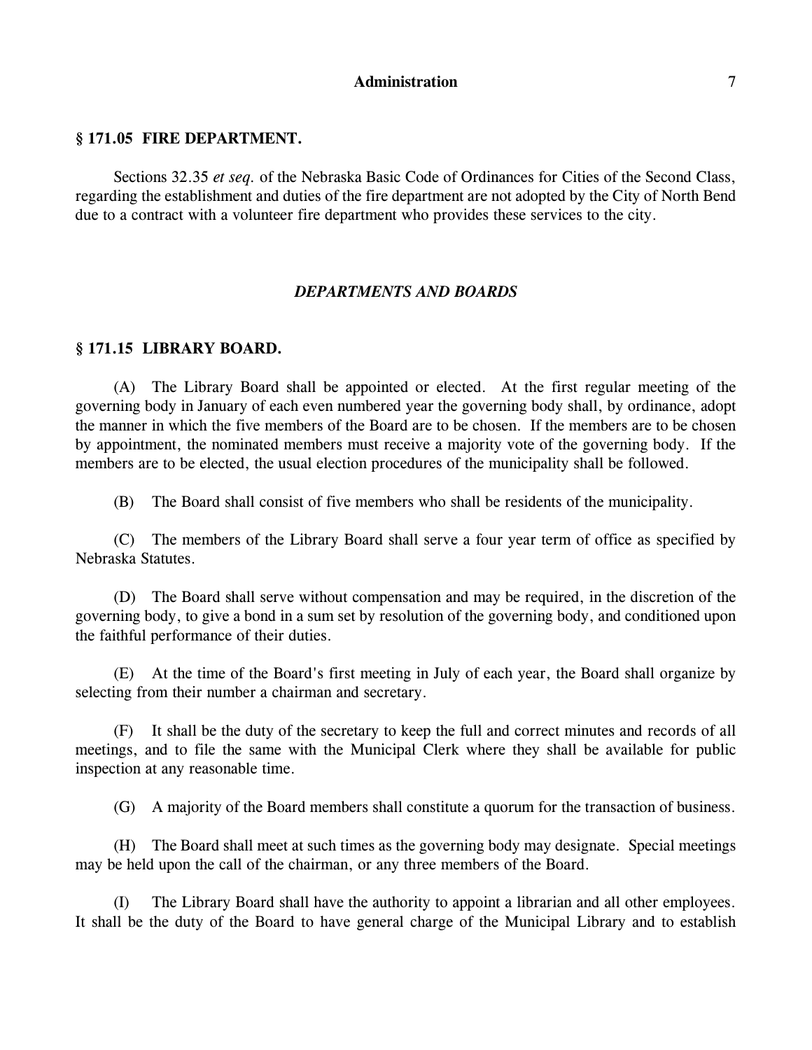## § 171.05 FIRE DEPARTMENT.

Sections 32.35 *et seq.* of the Nebraska Basic Code of Ordinances for Cities of the Second Class, regarding the establishment and duties of the fire department are not adopted by the City of North Bend due to a contract with a volunteer fire department who provides these services to the city.

### *DEPARTMENTS AND BOARDS*

## § 171.15 LIBRARY BOARD.

(A) The Library Board shall be appointed or elected. At the first regular meeting of the governing body in January of each even numbered year the governing body shall, by ordinance, adopt the manner in which the five members of the Board are to be chosen. If the members are to be chosen by appointment, the nominated members must receive a majority vote of the governing body. If the members are to be elected, the usual election procedures of the municipality shall be followed.

(B) The Board shall consist of five members who shall be residents of the municipality.

(C) The members of the Library Board shall serve a four year term of office as specified by Nebraska Statutes.

(D) The Board shall serve without compensation and may be required, in the discretion of the governing body, to give a bond in a sum set by resolution of the governing body, and conditioned upon the faithful performance of their duties.

(E) At the time of the Board's first meeting in July of each year, the Board shall organize by selecting from their number a chairman and secretary.

(F) It shall be the duty of the secretary to keep the full and correct minutes and records of all meetings, and to file the same with the Municipal Clerk where they shall be available for public inspection at any reasonable time.

(G) A majority of the Board members shall constitute a quorum for the transaction of business.

(H) The Board shall meet at such times as the governing body may designate. Special meetings may be held upon the call of the chairman, or any three members of the Board.

(I) The Library Board shall have the authority to appoint a librarian and all other employees. It shall be the duty of the Board to have general charge of the Municipal Library and to establish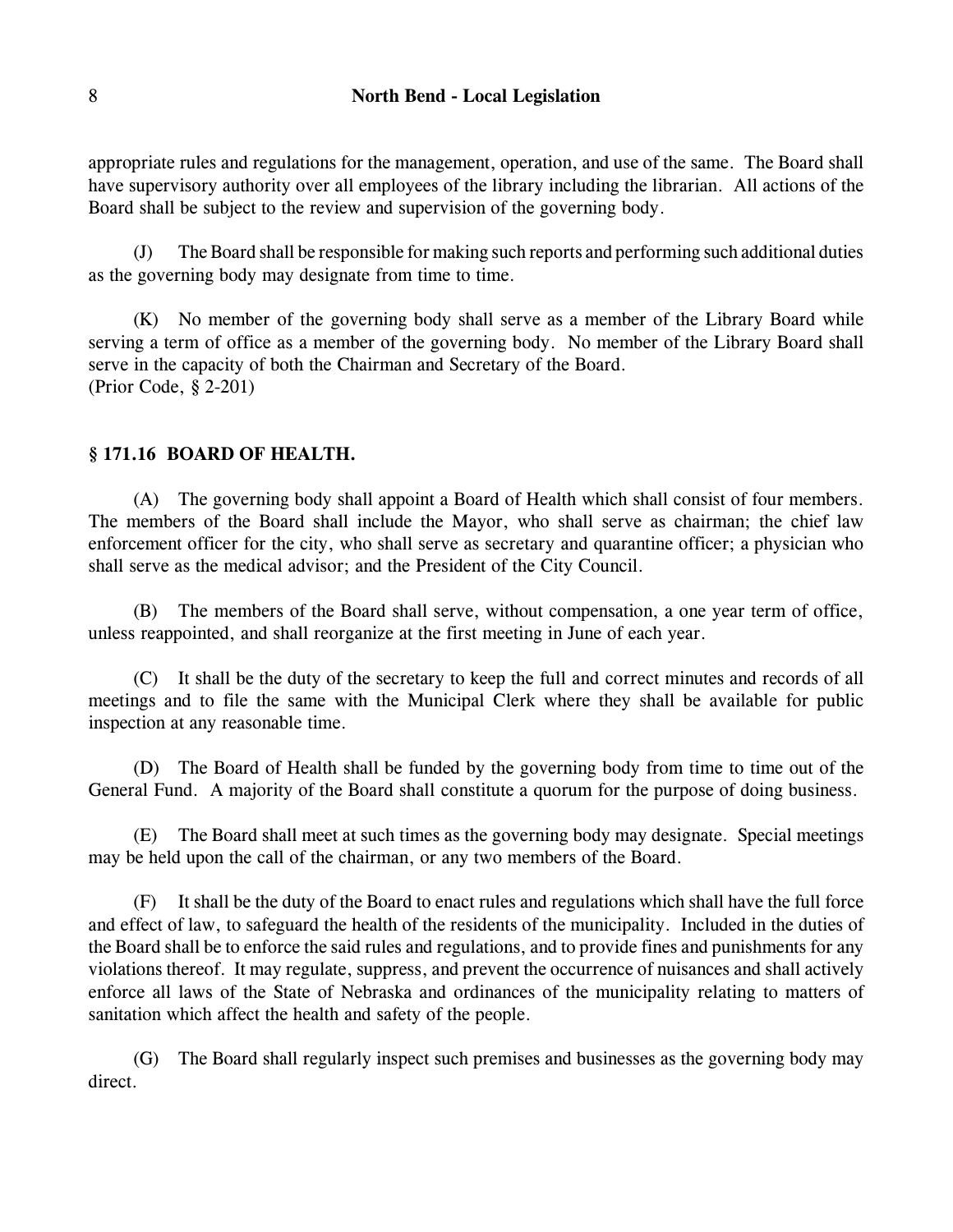appropriate rules and regulations for the management, operation, and use of the same. The Board shall have supervisory authority over all employees of the library including the librarian. All actions of the Board shall be subject to the review and supervision of the governing body.

(J) The Board shall be responsible for making such reports and performing such additional duties as the governing body may designate from time to time.

(K) No member of the governing body shall serve as a member of the Library Board while serving a term of office as a member of the governing body. No member of the Library Board shall serve in the capacity of both the Chairman and Secretary of the Board.
(Prior Code, § 2-201)

### § 171.16 BOARD OF HEALTH.

(A) The governing body shall appoint a Board of Health which shall consist of four members. The members of the Board shall include the Mayor, who shall serve as chairman; the chief law enforcement officer for the city, who shall serve as secretary and quarantine officer; a physician who shall serve as the medical advisor; and the President of the City Council.

(B) The members of the Board shall serve, without compensation, a one year term of office, unless reappointed, and shall reorganize at the first meeting in June of each year.

(C) It shall be the duty of the secretary to keep the full and correct minutes and records of all meetings and to file the same with the Municipal Clerk where they shall be available for public inspection at any reasonable time.

(D) The Board of Health shall be funded by the governing body from time to time out of the General Fund. A majority of the Board shall constitute a quorum for the purpose of doing business.

(E) The Board shall meet at such times as the governing body may designate. Special meetings may be held upon the call of the chairman, or any two members of the Board.

(F) It shall be the duty of the Board to enact rules and regulations which shall have the full force and effect of law, to safeguard the health of the residents of the municipality. Included in the duties of the Board shall be to enforce the said rules and regulations, and to provide fines and punishments for any violations thereof. It may regulate, suppress, and prevent the occurrence of nuisances and shall actively enforce all laws of the State of Nebraska and ordinances of the municipality relating to matters of sanitation which affect the health and safety of the people.

(G) The Board shall regularly inspect such premises and businesses as the governing body may direct.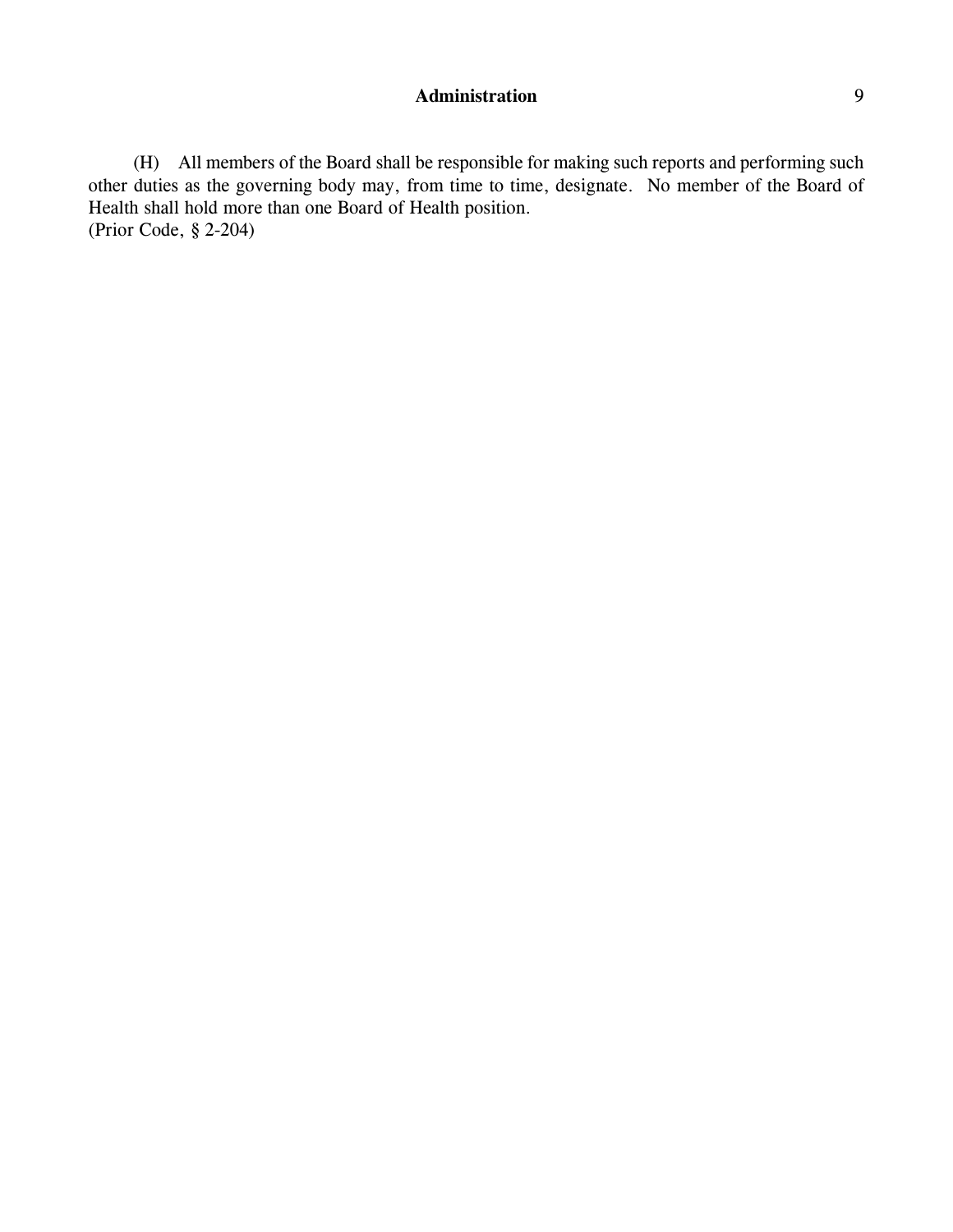(H) All members of the Board shall be responsible for making such reports and performing such other duties as the governing body may, from time to time, designate. No member of the Board of Health shall hold more than one Board of Health position.
(Prior Code, § 2-204)